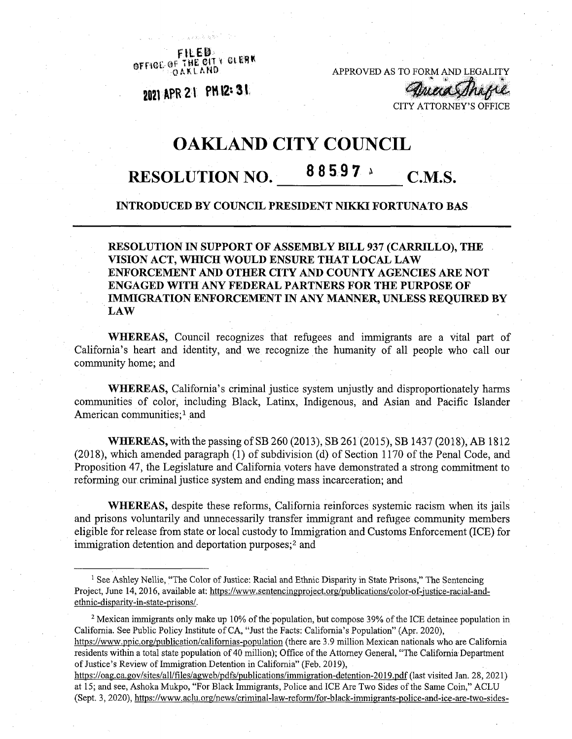FILED
OFFICE OF THE CITY CLERK
OAKLAND

2021 APR 21 PM 12:31

APPROVED AS TO FORM AND LEGALITY

CITY ATTORNEY'S OFFICE

# OAKLAND CITY COUNCIL

## RESOLUTION NO. 88597 C.M.S.

**INTRODUCED BY COUNCIL PRESIDENT NIKKI FORTUNATO BAS**

**RESOLUTION IN SUPPORT OF ASSEMBLY BILL 937 (CARRILLO), THE VISION ACT, WHICH WOULD ENSURE THAT LOCAL LAW ENFORCEMENT AND OTHER CITY AND COUNTY AGENCIES ARE NOT ENGAGED WITH ANY FEDERAL PARTNERS FOR THE PURPOSE OF IMMIGRATION ENFORCEMENT IN ANY MANNER, UNLESS REQUIRED BY LAW**

**WHEREAS,** Council recognizes that refugees and immigrants are a vital part of California's heart and identity, and we recognize the humanity of all people who call our community home; and

**WHEREAS,** California's criminal justice system unjustly and disproportionately harms communities of color, including Black, Latinx, Indigenous, and Asian and Pacific Islander American communities;[1] and

**WHEREAS,** with the passing of SB 260 (2013), SB 261 (2015), SB 1437 (2018), AB 1812 (2018), which amended paragraph (1) of subdivision (d) of Section 1170 of the Penal Code, and Proposition 47, the Legislature and California voters have demonstrated a strong commitment to reforming our criminal justice system and ending mass incarceration; and

**WHEREAS,** despite these reforms, California reinforces systemic racism when its jails and prisons voluntarily and unnecessarily transfer immigrant and refugee community members eligible for release from state or local custody to Immigration and Customs Enforcement (ICE) for immigration detention and deportation purposes;[2] and

---

[1] See Ashley Nellie, "The Color of Justice: Racial and Ethnic Disparity in State Prisons," The Sentencing Project, June 14, 2016, available at: https://www.sentencingproject.org/publications/color-of-justice-racial-and-ethnic-disparity-in-state-prisons/.

[2] Mexican immigrants only make up 10% of the population, but compose 39% of the ICE detainee population in California. See Public Policy Institute of CA, "Just the Facts: California's Population" (Apr. 2020), https://www.ppic.org/publication/californias-population (there are 3.9 million Mexican nationals who are California residents within a total state population of 40 million); Office of the Attorney General, "The California Department of Justice's Review of Immigration Detention in California" (Feb. 2019), https://oag.ca.gov/sites/all/files/agweb/pdfs/publications/immigration-detention-2019.pdf (last visited Jan. 28, 2021) at 15; and see, Ashoka Mukpo, "For Black Immigrants, Police and ICE Are Two Sides of the Same Coin," ACLU (Sept. 3, 2020), https://www.aclu.org/news/criminal-law-reform/for-black-immigrants-police-and-ice-are-two-sides-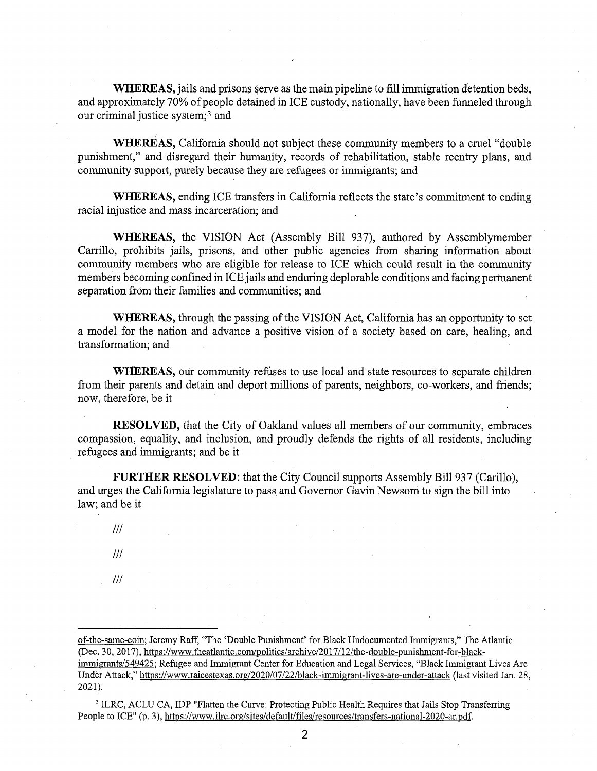**WHEREAS,** jails and prisons serve as the main pipeline to fill immigration detention beds, and approximately 70% of people detained in ICE custody, nationally, have been funneled through our criminal justice system;[3] and

**WHEREAS,** California should not subject these community members to a cruel "double punishment," and disregard their humanity, records of rehabilitation, stable reentry plans, and community support, purely because they are refugees or immigrants; and

**WHEREAS,** ending ICE transfers in California reflects the state's commitment to ending racial injustice and mass incarceration; and

**WHEREAS,** the VISION Act (Assembly Bill 937), authored by Assemblymember Carrillo, prohibits jails, prisons, and other public agencies from sharing information about community members who are eligible for release to ICE which could result in the community members becoming confined in ICE jails and enduring deplorable conditions and facing permanent separation from their families and communities; and

**WHEREAS,** through the passing of the VISION Act, California has an opportunity to set a model for the nation and advance a positive vision of a society based on care, healing, and transformation; and

**WHEREAS,** our community refuses to use local and state resources to separate children from their parents and detain and deport millions of parents, neighbors, co-workers, and friends; now, therefore, be it

**RESOLVED,** that the City of Oakland values all members of our community, embraces compassion, equality, and inclusion, and proudly defends the rights of all residents, including refugees and immigrants; and be it

**FURTHER RESOLVED**: that the City Council supports Assembly Bill 937 (Carillo), and urges the California legislature to pass and Governor Gavin Newsom to sign the bill into law; and be it

///

///

///

---

of-the-same-coin; Jeremy Raff, "The 'Double Punishment' for Black Undocumented Immigrants," The Atlantic (Dec. 30, 2017), https://www.theatlantic.com/politics/archive/2017/12/the-double-punishment-for-black-immigrants/549425; Refugee and Immigrant Center for Education and Legal Services, "Black Immigrant Lives Are Under Attack," https://www.raicestexas.org/2020/07/22/black-immigrant-lives-are-under-attack (last visited Jan. 28, 2021).

[3] ILRC, ACLU CA, IDP "Flatten the Curve: Protecting Public Health Requires that Jails Stop Transferring People to ICE" (p. 3), https://www.ilrc.org/sites/default/files/resources/transfers-national-2020-ar.pdf.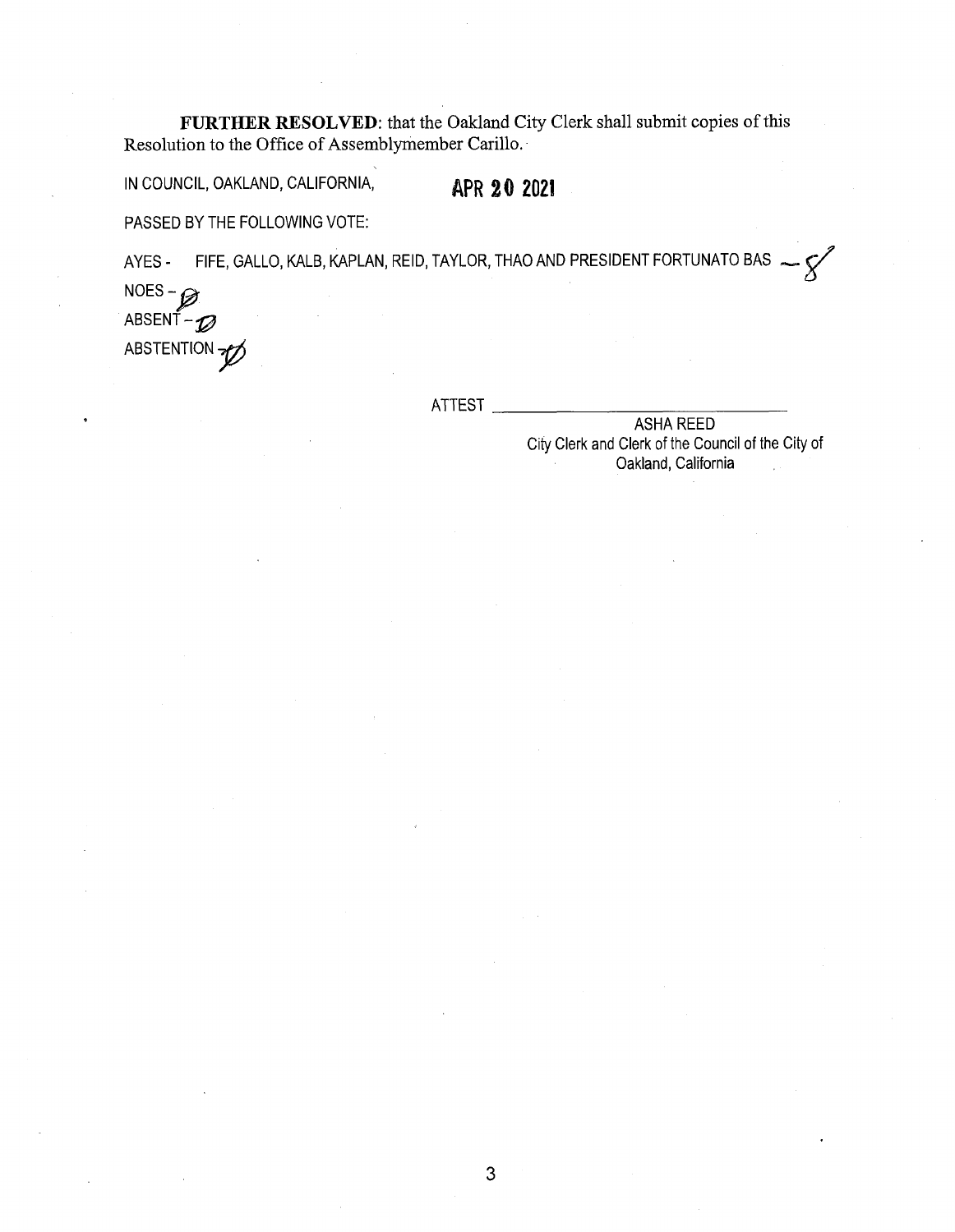**FURTHER RESOLVED**: that the Oakland City Clerk shall submit copies of this Resolution to the Office of Assemblymember Carillo.

IN COUNCIL, OAKLAND, CALIFORNIA, **APR 20 2021**

PASSED BY THE FOLLOWING VOTE:

AYES - FIFE, GALLO, KALB, KAPLAN, REID, TAYLOR, THAO AND PRESIDENT FORTUNATO BAS – 8

NOES – Ø

ABSENT – Ø

ABSTENTION – Ø

ATTEST ______________________

ASHA REED
City Clerk and Clerk of the Council of the City of Oakland, California